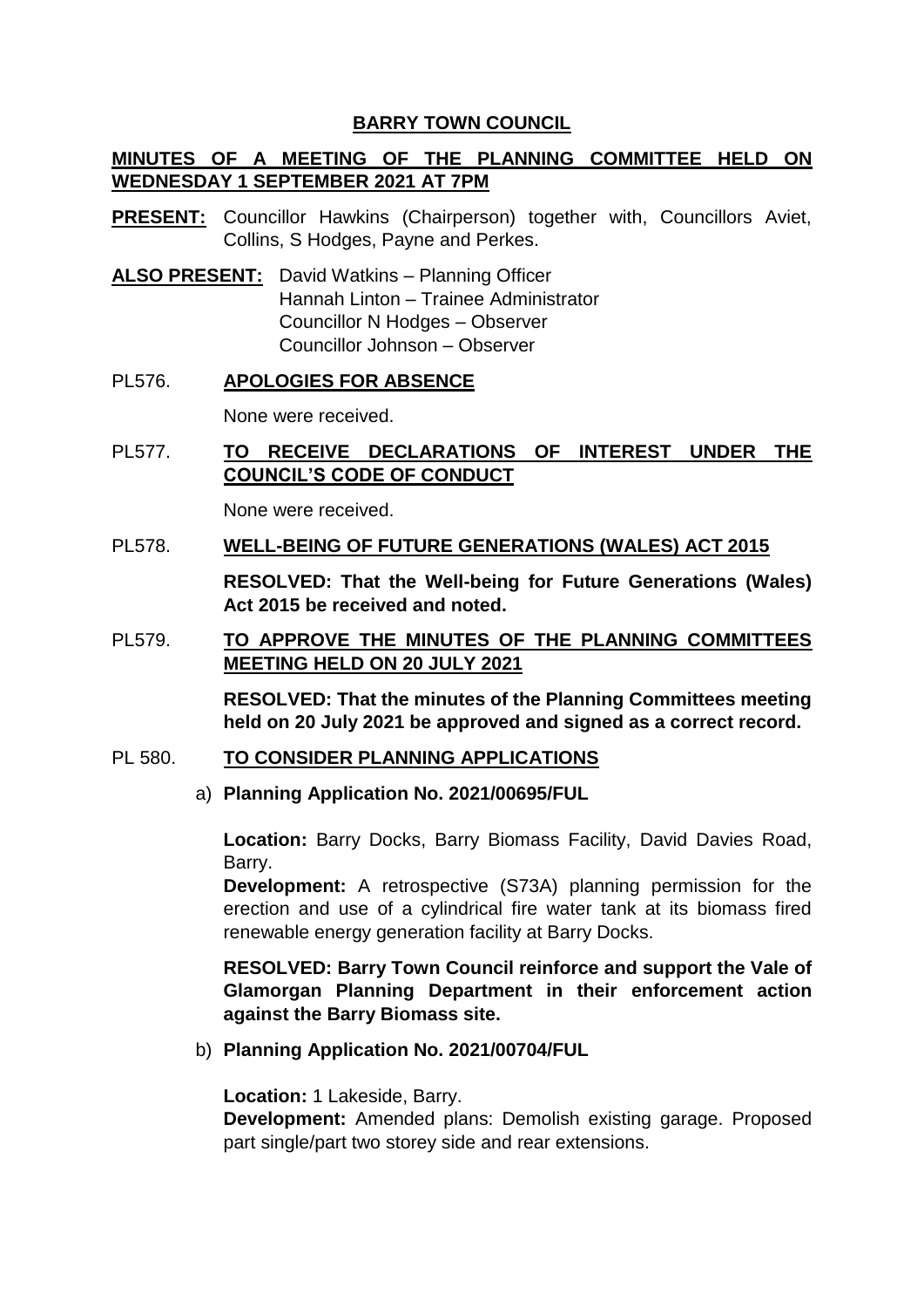# BARRY TOWN COUNCIL

## MINUTES OF A MEETING OF THE PLANNING COMMITTEE HELD ON WEDNESDAY 1 SEPTEMBER 2021 AT 7PM

**PRESENT:** Councillor Hawkins (Chairperson) together with, Councillors Aviet, Collins, S Hodges, Payne and Perkes.

**ALSO PRESENT:** David Watkins – Planning Officer
Hannah Linton – Trainee Administrator
Councillor N Hodges – Observer
Councillor Johnson – Observer

PL576. **APOLOGIES FOR ABSENCE**

None were received.

PL577. **TO RECEIVE DECLARATIONS OF INTEREST UNDER THE COUNCIL'S CODE OF CONDUCT**

None were received.

PL578. **WELL-BEING OF FUTURE GENERATIONS (WALES) ACT 2015**

**RESOLVED: That the Well-being for Future Generations (Wales) Act 2015 be received and noted.**

PL579. **TO APPROVE THE MINUTES OF THE PLANNING COMMITTEES MEETING HELD ON 20 JULY 2021**

**RESOLVED: That the minutes of the Planning Committees meeting held on 20 July 2021 be approved and signed as a correct record.**

PL 580. **TO CONSIDER PLANNING APPLICATIONS**

a) **Planning Application No. 2021/00695/FUL**

**Location:** Barry Docks, Barry Biomass Facility, David Davies Road, Barry.

**Development:** A retrospective (S73A) planning permission for the erection and use of a cylindrical fire water tank at its biomass fired renewable energy generation facility at Barry Docks.

**RESOLVED: Barry Town Council reinforce and support the Vale of Glamorgan Planning Department in their enforcement action against the Barry Biomass site.**

b) **Planning Application No. 2021/00704/FUL**

**Location:** 1 Lakeside, Barry.

**Development:** Amended plans: Demolish existing garage. Proposed part single/part two storey side and rear extensions.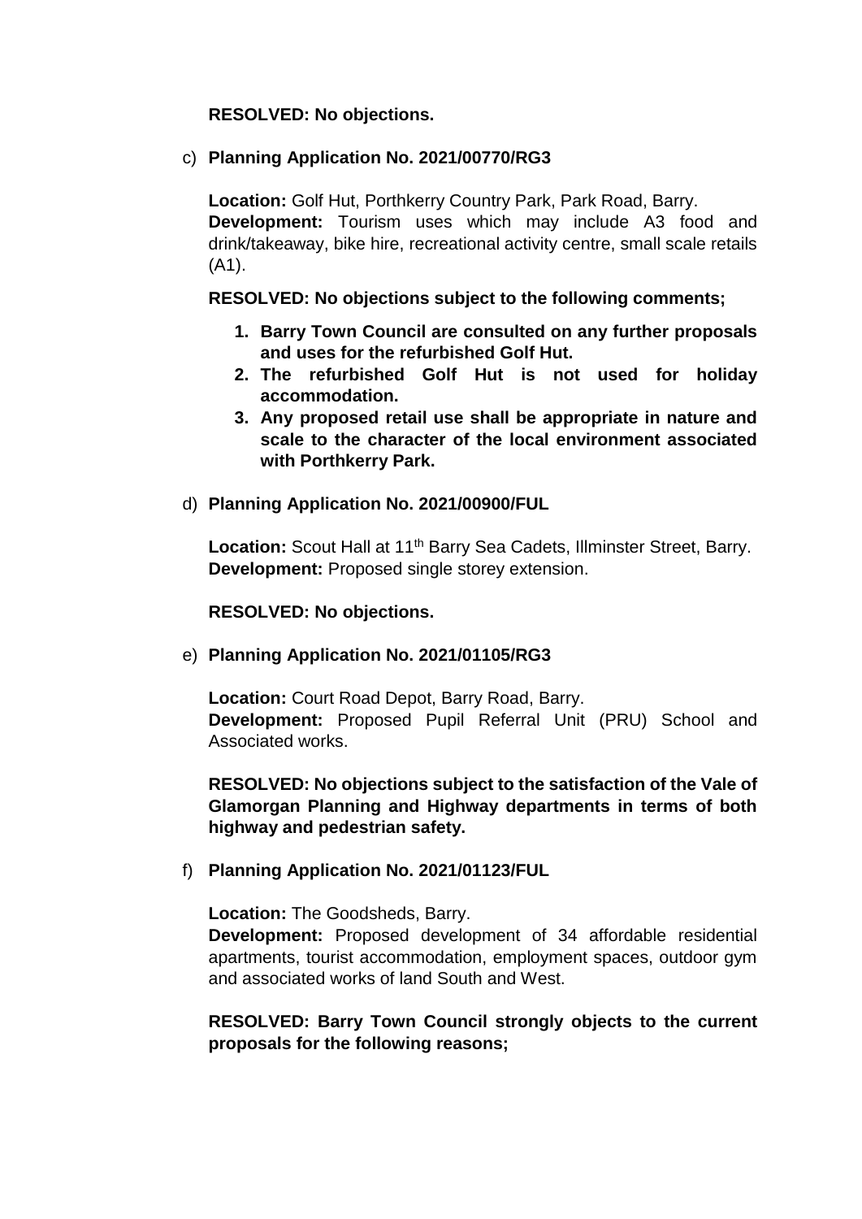**RESOLVED: No objections.**

c) **Planning Application No. 2021/00770/RG3**

   **Location:** Golf Hut, Porthkerry Country Park, Park Road, Barry.
   **Development:** Tourism uses which may include A3 food and drink/takeaway, bike hire, recreational activity centre, small scale retails (A1).

   **RESOLVED: No objections subject to the following comments;**

   1. **Barry Town Council are consulted on any further proposals and uses for the refurbished Golf Hut.**
   2. **The refurbished Golf Hut is not used for holiday accommodation.**
   3. **Any proposed retail use shall be appropriate in nature and scale to the character of the local environment associated with Porthkerry Park.**

d) **Planning Application No. 2021/00900/FUL**

   **Location:** Scout Hall at 11th Barry Sea Cadets, Illminster Street, Barry.
   **Development:** Proposed single storey extension.

   **RESOLVED: No objections.**

e) **Planning Application No. 2021/01105/RG3**

   **Location:** Court Road Depot, Barry Road, Barry.
   **Development:** Proposed Pupil Referral Unit (PRU) School and Associated works.

   **RESOLVED: No objections subject to the satisfaction of the Vale of Glamorgan Planning and Highway departments in terms of both highway and pedestrian safety.**

f) **Planning Application No. 2021/01123/FUL**

   **Location:** The Goodsheds, Barry.
   **Development:** Proposed development of 34 affordable residential apartments, tourist accommodation, employment spaces, outdoor gym and associated works of land South and West.

   **RESOLVED: Barry Town Council strongly objects to the current proposals for the following reasons;**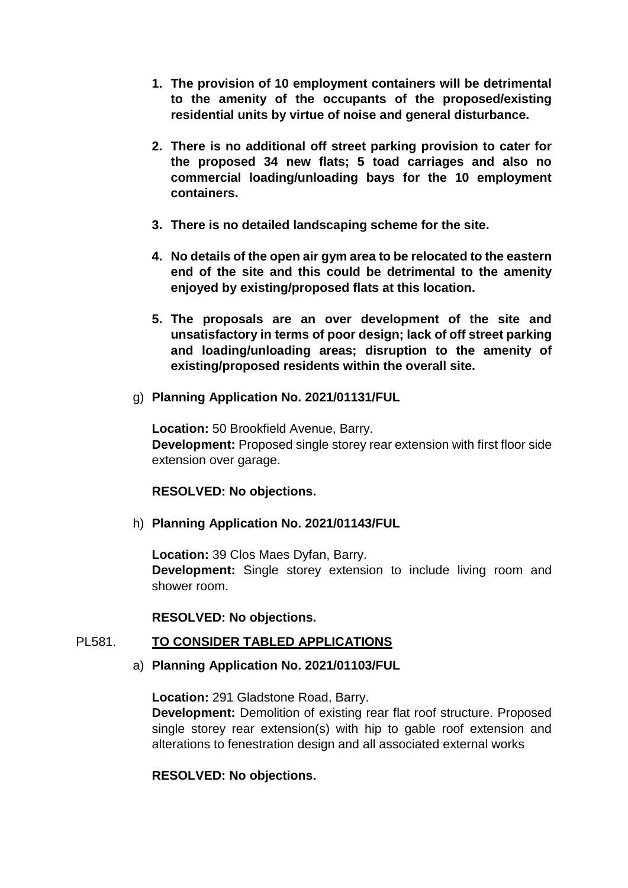1. **The provision of 10 employment containers will be detrimental to the amenity of the occupants of the proposed/existing residential units by virtue of noise and general disturbance.**

2. **There is no additional off street parking provision to cater for the proposed 34 new flats; 5 toad carriages and also no commercial loading/unloading bays for the 10 employment containers.**

3. **There is no detailed landscaping scheme for the site.**

4. **No details of the open air gym area to be relocated to the eastern end of the site and this could be detrimental to the amenity enjoyed by existing/proposed flats at this location.**

5. **The proposals are an over development of the site and unsatisfactory in terms of poor design; lack of off street parking and loading/unloading areas; disruption to the amenity of existing/proposed residents within the overall site.**

g) **Planning Application No. 2021/01131/FUL**

**Location:** 50 Brookfield Avenue, Barry.
**Development:** Proposed single storey rear extension with first floor side extension over garage.

**RESOLVED: No objections.**

h) **Planning Application No. 2021/01143/FUL**

**Location:** 39 Clos Maes Dyfan, Barry.
**Development:** Single storey extension to include living room and shower room.

**RESOLVED: No objections.**

PL581. **TO CONSIDER TABLED APPLICATIONS**

a) **Planning Application No. 2021/01103/FUL**

**Location:** 291 Gladstone Road, Barry.
**Development:** Demolition of existing rear flat roof structure. Proposed single storey rear extension(s) with hip to gable roof extension and alterations to fenestration design and all associated external works

**RESOLVED: No objections.**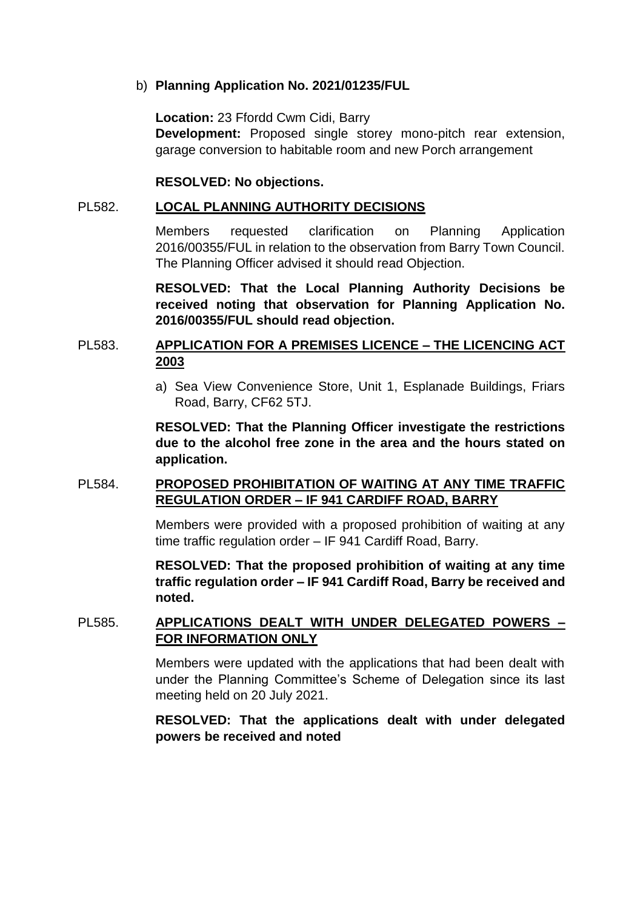b) **Planning Application No. 2021/01235/FUL**

**Location:** 23 Ffordd Cwm Cidi, Barry
**Development:** Proposed single storey mono-pitch rear extension, garage conversion to habitable room and new Porch arrangement

**RESOLVED: No objections.**

## PL582. LOCAL PLANNING AUTHORITY DECISIONS

Members requested clarification on Planning Application 2016/00355/FUL in relation to the observation from Barry Town Council. The Planning Officer advised it should read Objection.

**RESOLVED: That the Local Planning Authority Decisions be received noting that observation for Planning Application No. 2016/00355/FUL should read objection.**

## PL583. APPLICATION FOR A PREMISES LICENCE – THE LICENCING ACT 2003

a) Sea View Convenience Store, Unit 1, Esplanade Buildings, Friars Road, Barry, CF62 5TJ.

**RESOLVED: That the Planning Officer investigate the restrictions due to the alcohol free zone in the area and the hours stated on application.**

## PL584. PROPOSED PROHIBITATION OF WAITING AT ANY TIME TRAFFIC REGULATION ORDER – IF 941 CARDIFF ROAD, BARRY

Members were provided with a proposed prohibition of waiting at any time traffic regulation order – IF 941 Cardiff Road, Barry.

**RESOLVED: That the proposed prohibition of waiting at any time traffic regulation order – IF 941 Cardiff Road, Barry be received and noted.**

## PL585. APPLICATIONS DEALT WITH UNDER DELEGATED POWERS – FOR INFORMATION ONLY

Members were updated with the applications that had been dealt with under the Planning Committee's Scheme of Delegation since its last meeting held on 20 July 2021.

**RESOLVED: That the applications dealt with under delegated powers be received and noted**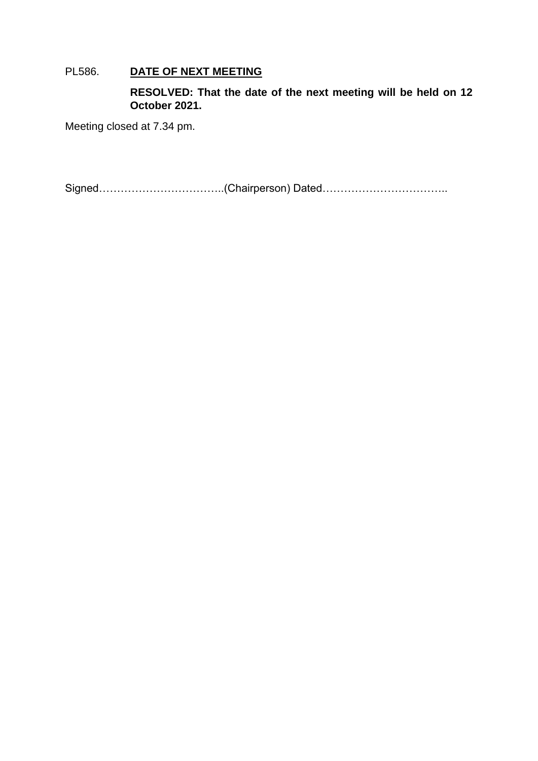PL586. **DATE OF NEXT MEETING**

**RESOLVED: That the date of the next meeting will be held on 12 October 2021.**

Meeting closed at 7.34 pm.

Signed……………………………..(Chairperson) Dated……………………………..